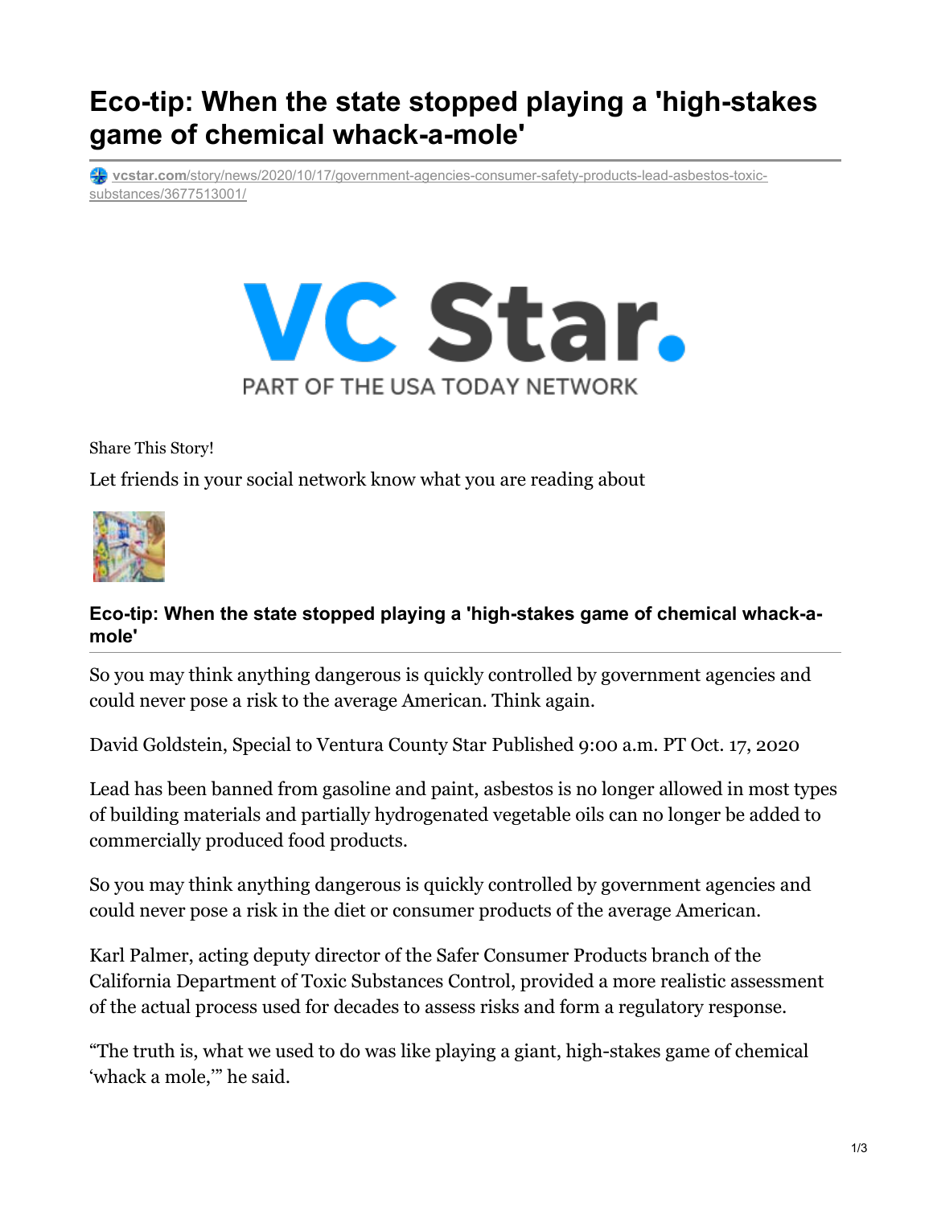# Eco-tip: When the state stopped playing a 'high-stakes game of chemical whack-a-mole'

vcstar.com/story/news/2020/10/17/government-agencies-consumer-safety-products-lead-asbestos-toxic-substances/3677513001/

VC Star.
PART OF THE USA TODAY NETWORK

Share This Story!

Let friends in your social network know what you are reading about

**Eco-tip: When the state stopped playing a 'high-stakes game of chemical whack-a-mole'**

So you may think anything dangerous is quickly controlled by government agencies and could never pose a risk to the average American. Think again.

David Goldstein, Special to Ventura County Star Published 9:00 a.m. PT Oct. 17, 2020

Lead has been banned from gasoline and paint, asbestos is no longer allowed in most types of building materials and partially hydrogenated vegetable oils can no longer be added to commercially produced food products.

So you may think anything dangerous is quickly controlled by government agencies and could never pose a risk in the diet or consumer products of the average American.

Karl Palmer, acting deputy director of the Safer Consumer Products branch of the California Department of Toxic Substances Control, provided a more realistic assessment of the actual process used for decades to assess risks and form a regulatory response.

"The truth is, what we used to do was like playing a giant, high-stakes game of chemical 'whack a mole,'" he said.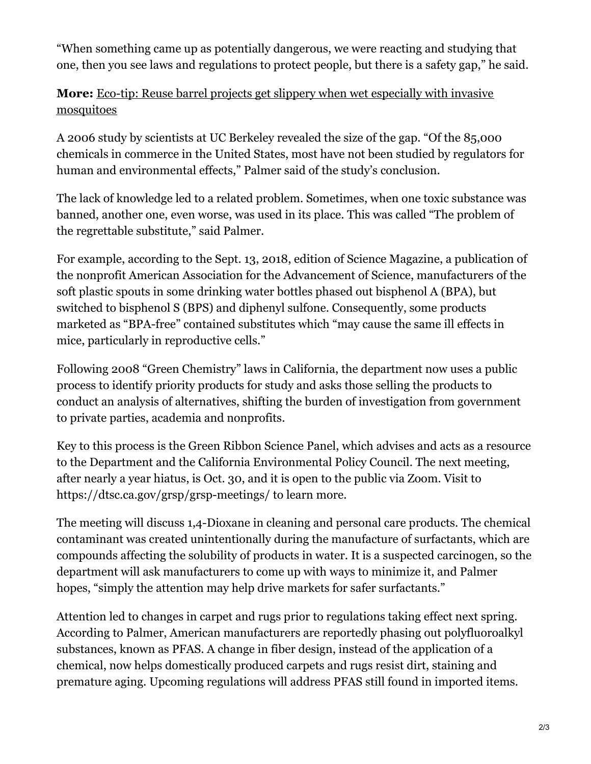"When something came up as potentially dangerous, we were reacting and studying that one, then you see laws and regulations to protect people, but there is a safety gap," he said.

**More:** Eco-tip: Reuse barrel projects get slippery when wet especially with invasive mosquitoes

A 2006 study by scientists at UC Berkeley revealed the size of the gap. "Of the 85,000 chemicals in commerce in the United States, most have not been studied by regulators for human and environmental effects," Palmer said of the study's conclusion.

The lack of knowledge led to a related problem. Sometimes, when one toxic substance was banned, another one, even worse, was used in its place. This was called "The problem of the regrettable substitute," said Palmer.

For example, according to the Sept. 13, 2018, edition of Science Magazine, a publication of the nonprofit American Association for the Advancement of Science, manufacturers of the soft plastic spouts in some drinking water bottles phased out bisphenol A (BPA), but switched to bisphenol S (BPS) and diphenyl sulfone. Consequently, some products marketed as "BPA-free" contained substitutes which "may cause the same ill effects in mice, particularly in reproductive cells."

Following 2008 "Green Chemistry" laws in California, the department now uses a public process to identify priority products for study and asks those selling the products to conduct an analysis of alternatives, shifting the burden of investigation from government to private parties, academia and nonprofits.

Key to this process is the Green Ribbon Science Panel, which advises and acts as a resource to the Department and the California Environmental Policy Council. The next meeting, after nearly a year hiatus, is Oct. 30, and it is open to the public via Zoom. Visit to https://dtsc.ca.gov/grsp/grsp-meetings/ to learn more.

The meeting will discuss 1,4-Dioxane in cleaning and personal care products. The chemical contaminant was created unintentionally during the manufacture of surfactants, which are compounds affecting the solubility of products in water. It is a suspected carcinogen, so the department will ask manufacturers to come up with ways to minimize it, and Palmer hopes, "simply the attention may help drive markets for safer surfactants."

Attention led to changes in carpet and rugs prior to regulations taking effect next spring. According to Palmer, American manufacturers are reportedly phasing out polyfluoroalkyl substances, known as PFAS. A change in fiber design, instead of the application of a chemical, now helps domestically produced carpets and rugs resist dirt, staining and premature aging. Upcoming regulations will address PFAS still found in imported items.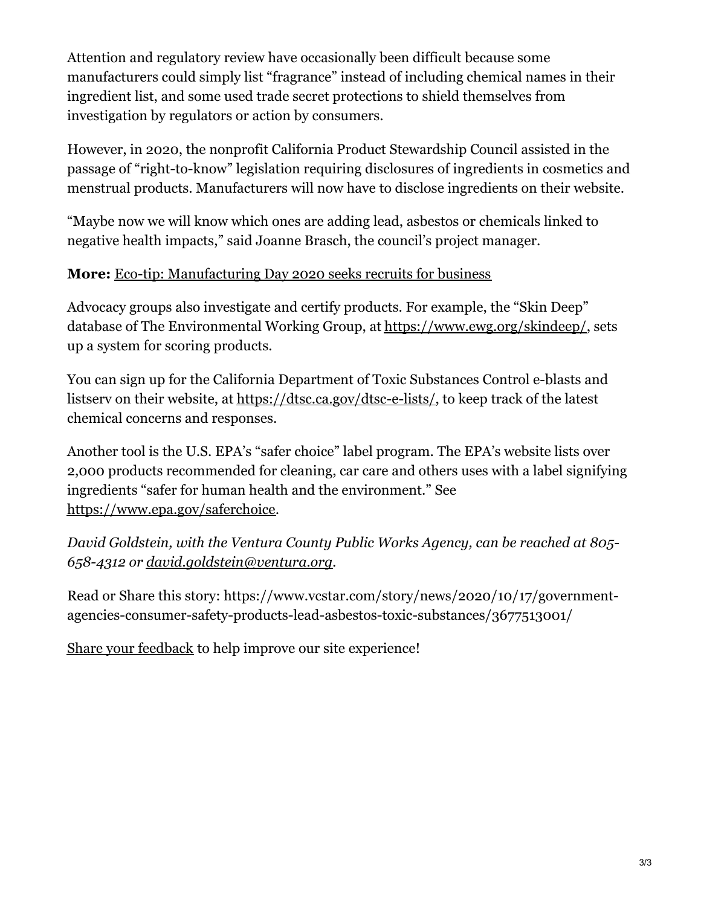Attention and regulatory review have occasionally been difficult because some manufacturers could simply list "fragrance" instead of including chemical names in their ingredient list, and some used trade secret protections to shield themselves from investigation by regulators or action by consumers.

However, in 2020, the nonprofit California Product Stewardship Council assisted in the passage of "right-to-know" legislation requiring disclosures of ingredients in cosmetics and menstrual products. Manufacturers will now have to disclose ingredients on their website.

"Maybe now we will know which ones are adding lead, asbestos or chemicals linked to negative health impacts," said Joanne Brasch, the council's project manager.

**More:** Eco-tip: Manufacturing Day 2020 seeks recruits for business

Advocacy groups also investigate and certify products. For example, the "Skin Deep" database of The Environmental Working Group, at https://www.ewg.org/skindeep/, sets up a system for scoring products.

You can sign up for the California Department of Toxic Substances Control e-blasts and listserv on their website, at https://dtsc.ca.gov/dtsc-e-lists/, to keep track of the latest chemical concerns and responses.

Another tool is the U.S. EPA's "safer choice" label program. The EPA's website lists over 2,000 products recommended for cleaning, car care and others uses with a label signifying ingredients "safer for human health and the environment." See https://www.epa.gov/saferchoice.

*David Goldstein, with the Ventura County Public Works Agency, can be reached at 805-658-4312 or david.goldstein@ventura.org.*

Read or Share this story: https://www.vcstar.com/story/news/2020/10/17/government-agencies-consumer-safety-products-lead-asbestos-toxic-substances/3677513001/

Share your feedback to help improve our site experience!